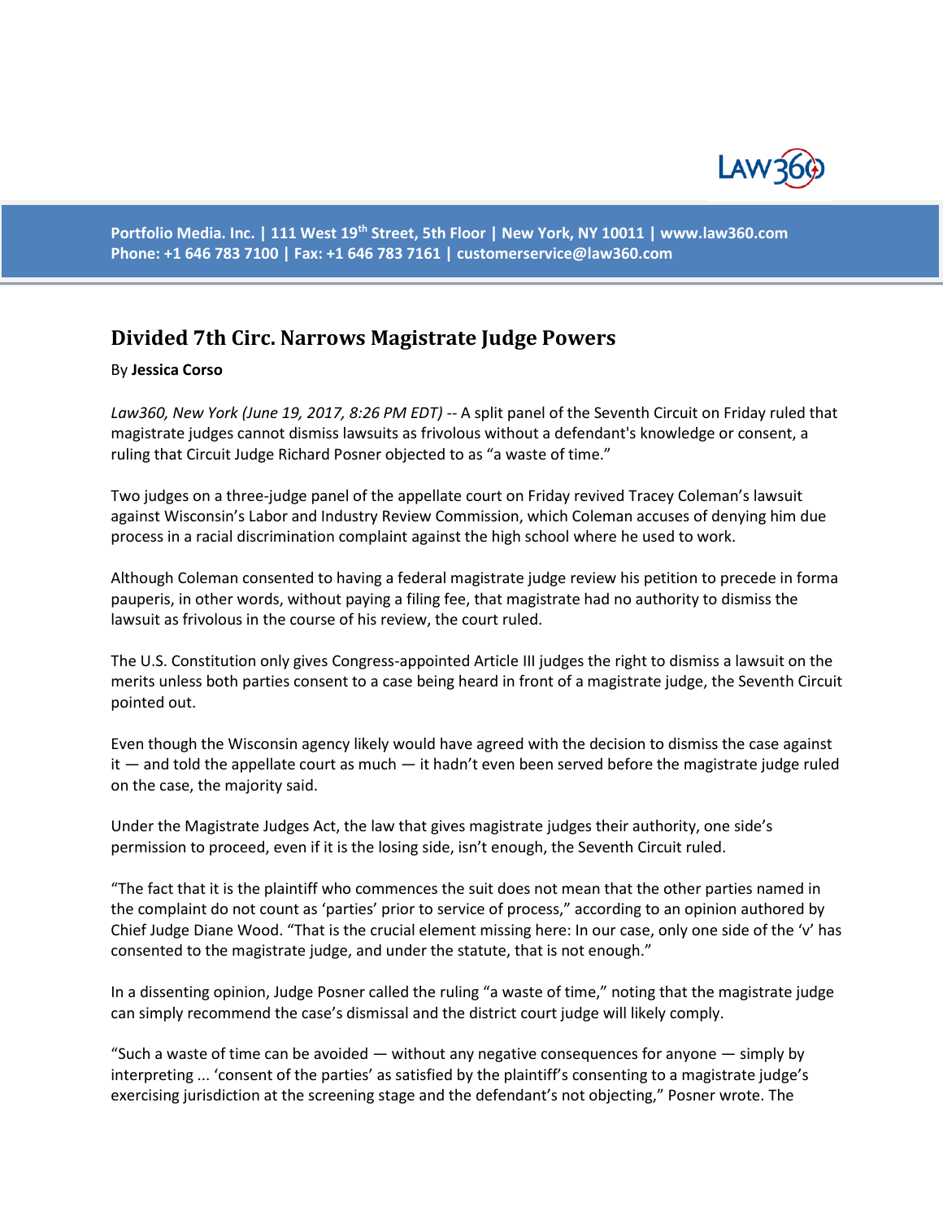Portfolio Media. Inc. | 111 West 19th Street, 5th Floor | New York, NY 10011 | www.law360.com
Phone: +1 646 783 7100 | Fax: +1 646 783 7161 | customerservice@law360.com

## Divided 7th Circ. Narrows Magistrate Judge Powers

By **Jessica Corso**

*Law360, New York (June 19, 2017, 8:26 PM EDT)* -- A split panel of the Seventh Circuit on Friday ruled that magistrate judges cannot dismiss lawsuits as frivolous without a defendant's knowledge or consent, a ruling that Circuit Judge Richard Posner objected to as "a waste of time."

Two judges on a three-judge panel of the appellate court on Friday revived Tracey Coleman's lawsuit against Wisconsin's Labor and Industry Review Commission, which Coleman accuses of denying him due process in a racial discrimination complaint against the high school where he used to work.

Although Coleman consented to having a federal magistrate judge review his petition to precede in forma pauperis, in other words, without paying a filing fee, that magistrate had no authority to dismiss the lawsuit as frivolous in the course of his review, the court ruled.

The U.S. Constitution only gives Congress-appointed Article III judges the right to dismiss a lawsuit on the merits unless both parties consent to a case being heard in front of a magistrate judge, the Seventh Circuit pointed out.

Even though the Wisconsin agency likely would have agreed with the decision to dismiss the case against it — and told the appellate court as much — it hadn't even been served before the magistrate judge ruled on the case, the majority said.

Under the Magistrate Judges Act, the law that gives magistrate judges their authority, one side's permission to proceed, even if it is the losing side, isn't enough, the Seventh Circuit ruled.

"The fact that it is the plaintiff who commences the suit does not mean that the other parties named in the complaint do not count as 'parties' prior to service of process," according to an opinion authored by Chief Judge Diane Wood. "That is the crucial element missing here: In our case, only one side of the 'v' has consented to the magistrate judge, and under the statute, that is not enough."

In a dissenting opinion, Judge Posner called the ruling "a waste of time," noting that the magistrate judge can simply recommend the case's dismissal and the district court judge will likely comply.

"Such a waste of time can be avoided — without any negative consequences for anyone — simply by interpreting ... 'consent of the parties' as satisfied by the plaintiff's consenting to a magistrate judge's exercising jurisdiction at the screening stage and the defendant's not objecting," Posner wrote. The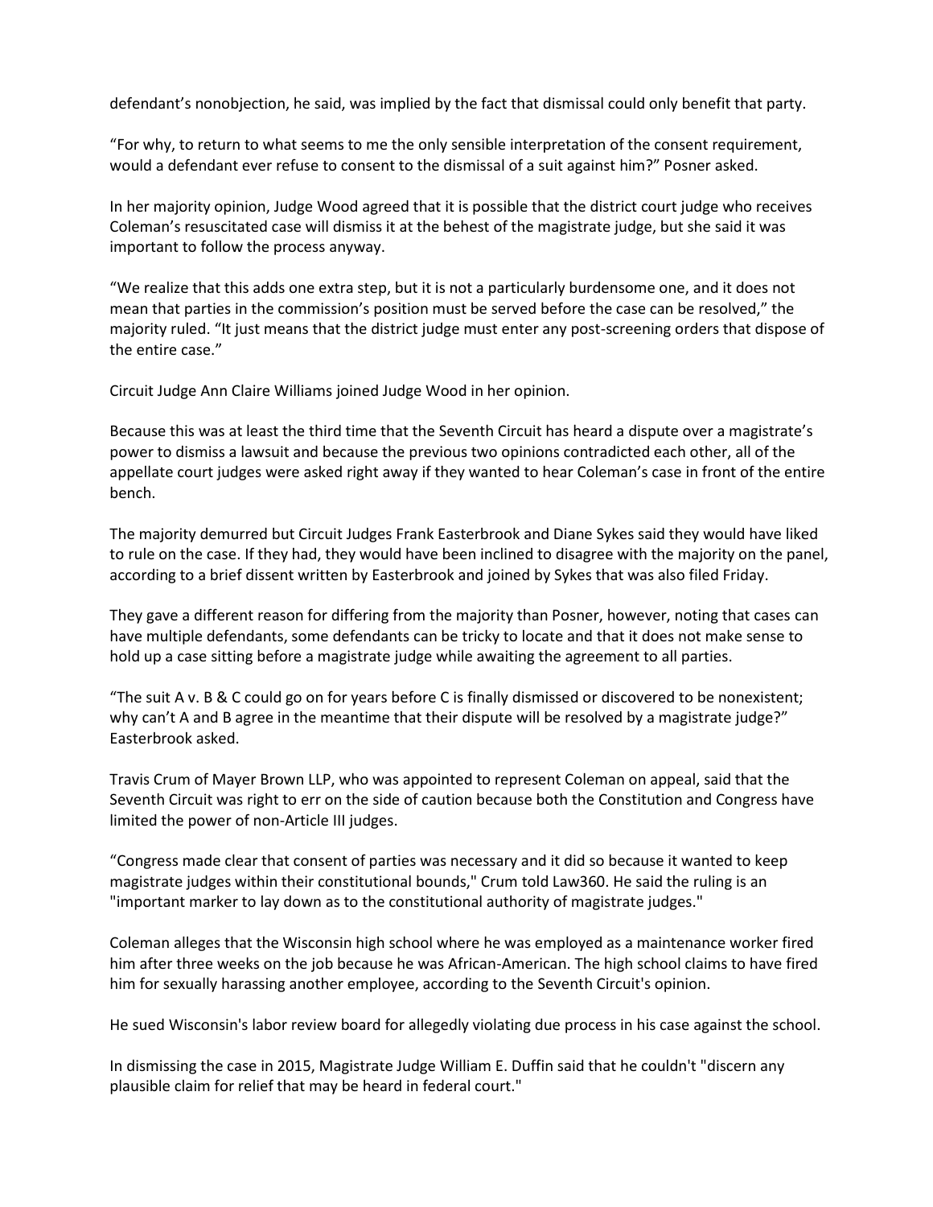defendant's nonobjection, he said, was implied by the fact that dismissal could only benefit that party.

"For why, to return to what seems to me the only sensible interpretation of the consent requirement, would a defendant ever refuse to consent to the dismissal of a suit against him?" Posner asked.

In her majority opinion, Judge Wood agreed that it is possible that the district court judge who receives Coleman's resuscitated case will dismiss it at the behest of the magistrate judge, but she said it was important to follow the process anyway.

"We realize that this adds one extra step, but it is not a particularly burdensome one, and it does not mean that parties in the commission's position must be served before the case can be resolved," the majority ruled. "It just means that the district judge must enter any post-screening orders that dispose of the entire case."

Circuit Judge Ann Claire Williams joined Judge Wood in her opinion.

Because this was at least the third time that the Seventh Circuit has heard a dispute over a magistrate's power to dismiss a lawsuit and because the previous two opinions contradicted each other, all of the appellate court judges were asked right away if they wanted to hear Coleman's case in front of the entire bench.

The majority demurred but Circuit Judges Frank Easterbrook and Diane Sykes said they would have liked to rule on the case. If they had, they would have been inclined to disagree with the majority on the panel, according to a brief dissent written by Easterbrook and joined by Sykes that was also filed Friday.

They gave a different reason for differing from the majority than Posner, however, noting that cases can have multiple defendants, some defendants can be tricky to locate and that it does not make sense to hold up a case sitting before a magistrate judge while awaiting the agreement to all parties.

"The suit A v. B & C could go on for years before C is finally dismissed or discovered to be nonexistent; why can't A and B agree in the meantime that their dispute will be resolved by a magistrate judge?" Easterbrook asked.

Travis Crum of Mayer Brown LLP, who was appointed to represent Coleman on appeal, said that the Seventh Circuit was right to err on the side of caution because both the Constitution and Congress have limited the power of non-Article III judges.

"Congress made clear that consent of parties was necessary and it did so because it wanted to keep magistrate judges within their constitutional bounds," Crum told Law360. He said the ruling is an "important marker to lay down as to the constitutional authority of magistrate judges."

Coleman alleges that the Wisconsin high school where he was employed as a maintenance worker fired him after three weeks on the job because he was African-American. The high school claims to have fired him for sexually harassing another employee, according to the Seventh Circuit's opinion.

He sued Wisconsin's labor review board for allegedly violating due process in his case against the school.

In dismissing the case in 2015, Magistrate Judge William E. Duffin said that he couldn't "discern any plausible claim for relief that may be heard in federal court."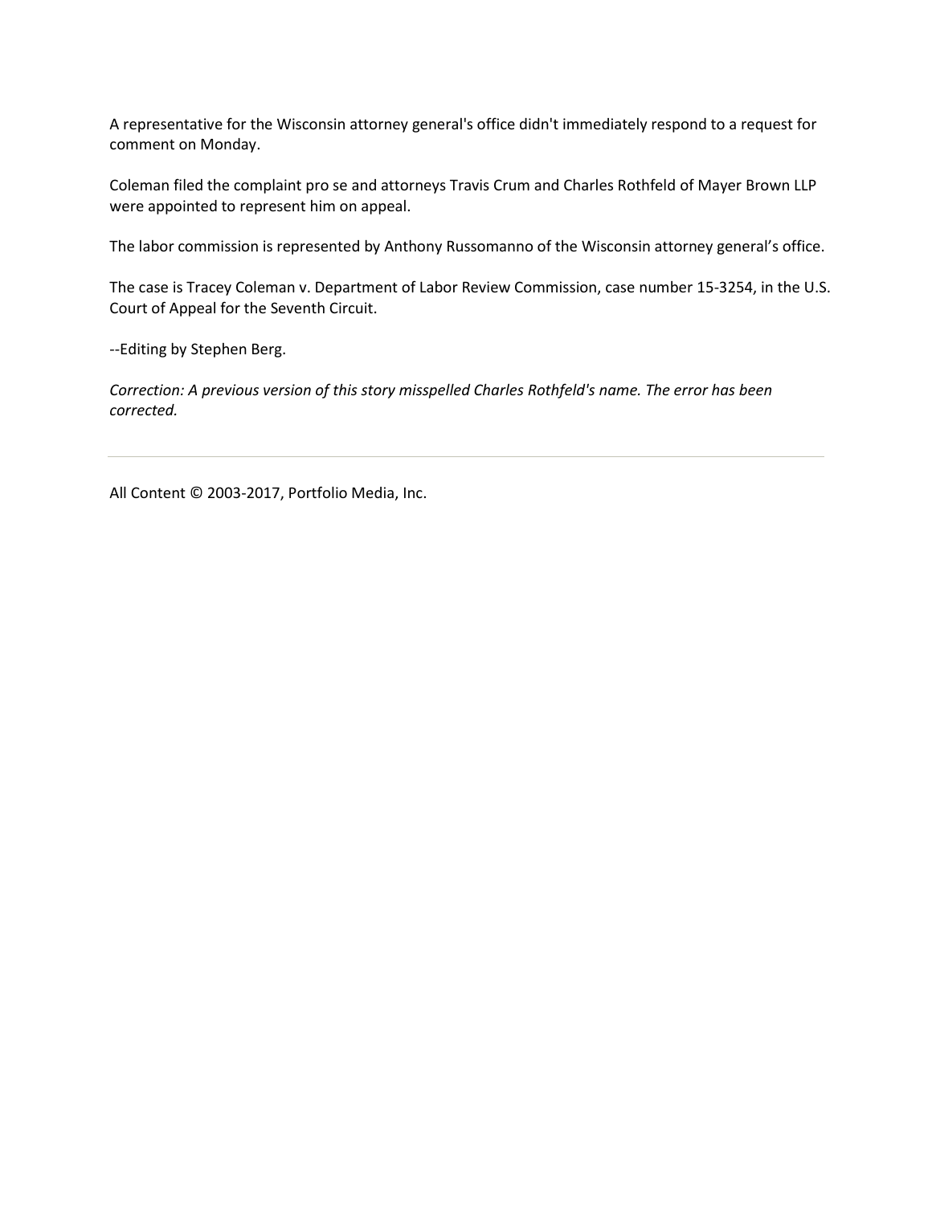A representative for the Wisconsin attorney general's office didn't immediately respond to a request for comment on Monday.

Coleman filed the complaint pro se and attorneys Travis Crum and Charles Rothfeld of Mayer Brown LLP were appointed to represent him on appeal.

The labor commission is represented by Anthony Russomanno of the Wisconsin attorney general's office.

The case is Tracey Coleman v. Department of Labor Review Commission, case number 15-3254, in the U.S. Court of Appeal for the Seventh Circuit.

--Editing by Stephen Berg.

*Correction: A previous version of this story misspelled Charles Rothfeld's name. The error has been corrected.*

---

All Content © 2003-2017, Portfolio Media, Inc.